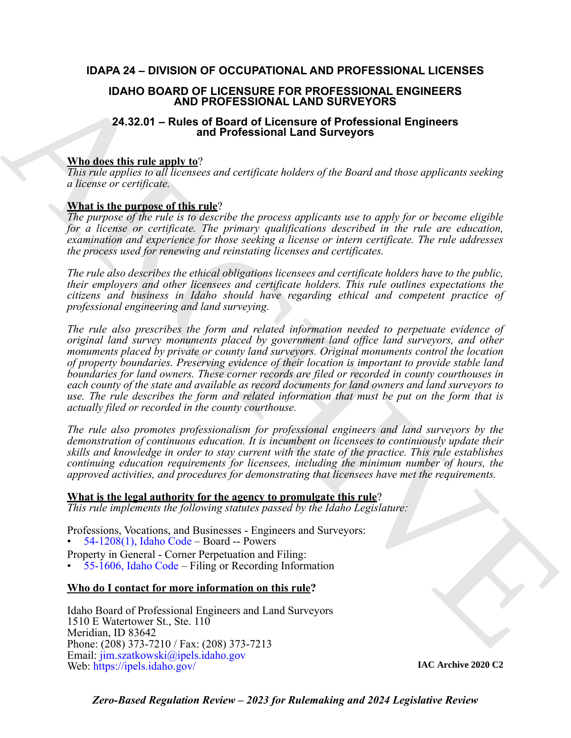# IDAPA 24 – DIVISION OF OCCUPATIONAL AND PROFESSIONAL LICENSES

## IDAHO BOARD OF LICENSURE FOR PROFESSIONAL ENGINEERS AND PROFESSIONAL LAND SURVEYORS

### 24.32.01 – Rules of Board of Licensure of Professional Engineers and Professional Land Surveyors

**Who does this rule apply to**?

*This rule applies to all licensees and certificate holders of the Board and those applicants seeking a license or certificate.*

**What is the purpose of this rule**?

*The purpose of the rule is to describe the process applicants use to apply for or become eligible for a license or certificate. The primary qualifications described in the rule are education, examination and experience for those seeking a license or intern certificate. The rule addresses the process used for renewing and reinstating licenses and certificates.*

*The rule also describes the ethical obligations licensees and certificate holders have to the public, their employers and other licensees and certificate holders. This rule outlines expectations the citizens and business in Idaho should have regarding ethical and competent practice of professional engineering and land surveying.*

*The rule also prescribes the form and related information needed to perpetuate evidence of original land survey monuments placed by government land office land surveyors, and other monuments placed by private or county land surveyors. Original monuments control the location of property boundaries. Preserving evidence of their location is important to provide stable land boundaries for land owners. These corner records are filed or recorded in county courthouses in each county of the state and available as record documents for land owners and land surveyors to use. The rule describes the form and related information that must be put on the form that is actually filed or recorded in the county courthouse.*

*The rule also promotes professionalism for professional engineers and land surveyors by the demonstration of continuous education. It is incumbent on licensees to continuously update their skills and knowledge in order to stay current with the state of the practice. This rule establishes continuing education requirements for licensees, including the minimum number of hours, the approved activities, and procedures for demonstrating that licensees have met the requirements.*

**What is the legal authority for the agency to promulgate this rule**?

*This rule implements the following statutes passed by the Idaho Legislature:*

Professions, Vocations, and Businesses - Engineers and Surveyors:
- 54-1208(1), Idaho Code – Board -- Powers

Property in General - Corner Perpetuation and Filing:
- 55-1606, Idaho Code – Filing or Recording Information

**Who do I contact for more information on this rule?**

Idaho Board of Professional Engineers and Land Surveyors
1510 E Watertower St., Ste. 110
Meridian, ID 83642
Phone: (208) 373-7210 / Fax: (208) 373-7213
Email: jim.szatkowski@ipels.idaho.gov
Web: https://ipels.idaho.gov/

**IAC Archive 2020 C2**

***Zero-Based Regulation Review – 2023 for Rulemaking and 2024 Legislative Review***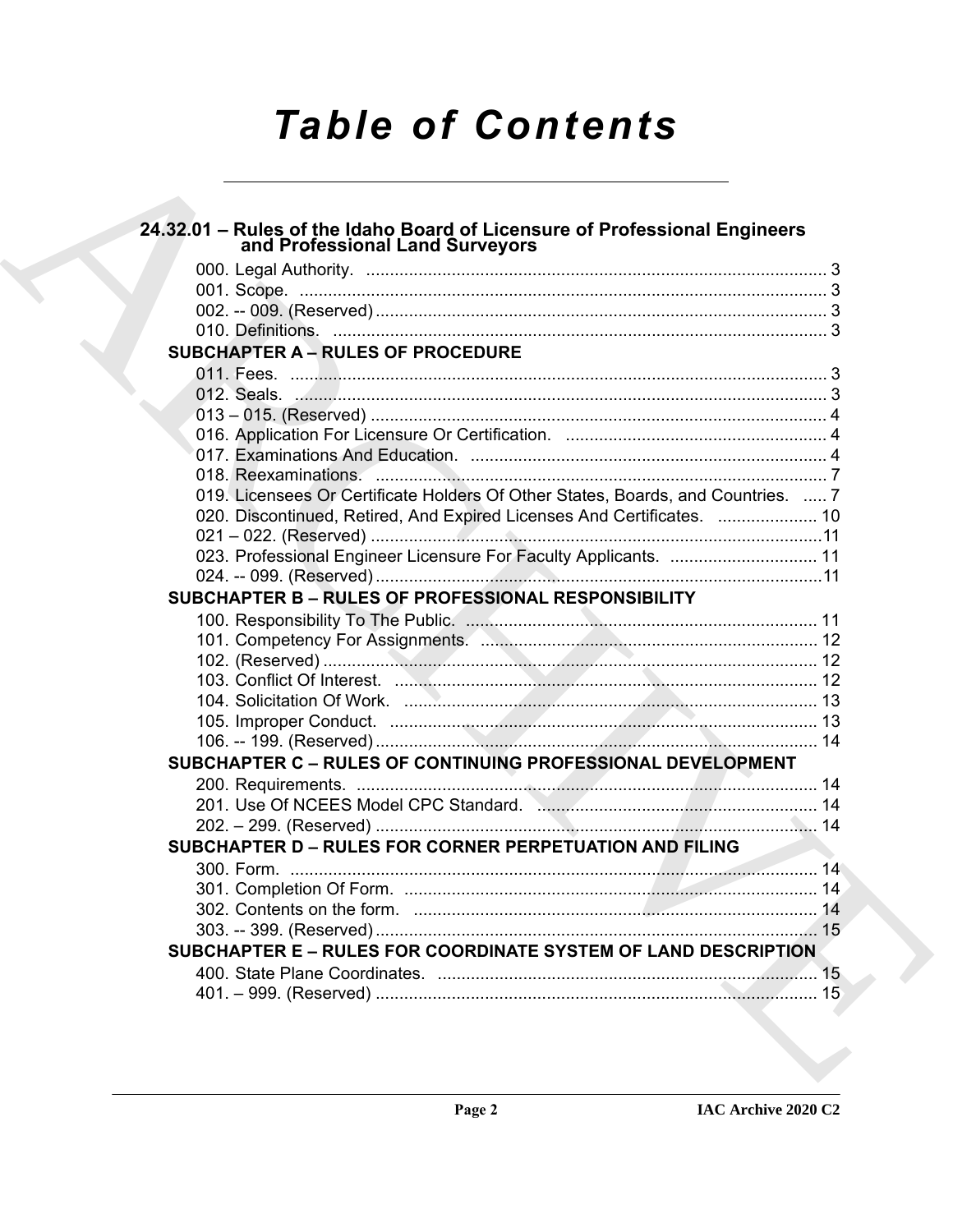# Table of Contents

## 24.32.01 – Rules of the Idaho Board of Licensure of Professional Engineers and Professional Land Surveyors

000. Legal Authority. ... 3
001. Scope. ... 3
002. -- 009. (Reserved) ... 3
010. Definitions. ... 3

### SUBCHAPTER A – RULES OF PROCEDURE

011. Fees. ... 3
012. Seals. ... 3
013 – 015. (Reserved) ... 4
016. Application For Licensure Or Certification. ... 4
017. Examinations And Education. ... 4
018. Reexaminations. ... 7
019. Licensees Or Certificate Holders Of Other States, Boards, and Countries. ... 7
020. Discontinued, Retired, And Expired Licenses And Certificates. ... 10
021 – 022. (Reserved) ... 11
023. Professional Engineer Licensure For Faculty Applicants. ... 11
024. -- 099. (Reserved) ... 11

### SUBCHAPTER B – RULES OF PROFESSIONAL RESPONSIBILITY

100. Responsibility To The Public. ... 11
101. Competency For Assignments. ... 12
102. (Reserved) ... 12
103. Conflict Of Interest. ... 12
104. Solicitation Of Work. ... 13
105. Improper Conduct. ... 13
106. -- 199. (Reserved) ... 14

### SUBCHAPTER C – RULES OF CONTINUING PROFESSIONAL DEVELOPMENT

200. Requirements. ... 14
201. Use Of NCEES Model CPC Standard. ... 14
202. – 299. (Reserved) ... 14

### SUBCHAPTER D – RULES FOR CORNER PERPETUATION AND FILING

300. Form. ... 14
301. Completion Of Form. ... 14
302. Contents on the form. ... 14
303. -- 399. (Reserved) ... 15

### SUBCHAPTER E – RULES FOR COORDINATE SYSTEM OF LAND DESCRIPTION

400. State Plane Coordinates. ... 15
401. – 999. (Reserved) ... 15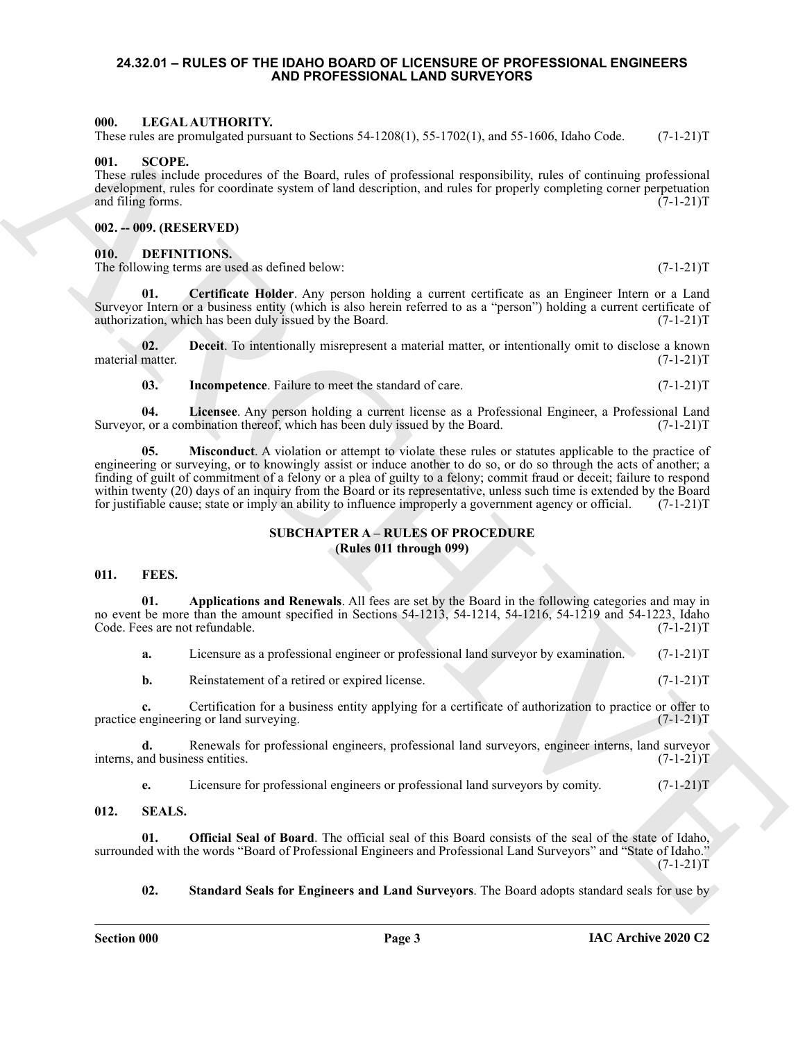# 24.32.01 – RULES OF THE IDAHO BOARD OF LICENSURE OF PROFESSIONAL ENGINEERS AND PROFESSIONAL LAND SURVEYORS

### 000. LEGAL AUTHORITY.

These rules are promulgated pursuant to Sections 54-1208(1), 55-1702(1), and 55-1606, Idaho Code. (7-1-21)T

### 001. SCOPE.

These rules include procedures of the Board, rules of professional responsibility, rules of continuing professional development, rules for coordinate system of land description, and rules for properly completing corner perpetuation and filing forms. (7-1-21)T

### 002. -- 009. (RESERVED)

### 010. DEFINITIONS.

The following terms are used as defined below: (7-1-21)T

**01. Certificate Holder**. Any person holding a current certificate as an Engineer Intern or a Land Surveyor Intern or a business entity (which is also herein referred to as a "person") holding a current certificate of authorization, which has been duly issued by the Board. (7-1-21)T

**02. Deceit**. To intentionally misrepresent a material matter, or intentionally omit to disclose a known material matter. (7-1-21)T

**03. Incompetence**. Failure to meet the standard of care. (7-1-21)T

**04. Licensee**. Any person holding a current license as a Professional Engineer, a Professional Land Surveyor, or a combination thereof, which has been duly issued by the Board. (7-1-21)T

**05. Misconduct**. A violation or attempt to violate these rules or statutes applicable to the practice of engineering or surveying, or to knowingly assist or induce another to do so, or do so through the acts of another; a finding of guilt of commitment of a felony or a plea of guilty to a felony; commit fraud or deceit; failure to respond within twenty (20) days of an inquiry from the Board or its representative, unless such time is extended by the Board for justifiable cause; state or imply an ability to influence improperly a government agency or official. (7-1-21)T

## SUBCHAPTER A – RULES OF PROCEDURE
## (Rules 011 through 099)

### 011. FEES.

**01. Applications and Renewals**. All fees are set by the Board in the following categories and may in no event be more than the amount specified in Sections 54-1213, 54-1214, 54-1216, 54-1219 and 54-1223, Idaho Code. Fees are not refundable. (7-1-21)T

**a.** Licensure as a professional engineer or professional land surveyor by examination. (7-1-21)T

**b.** Reinstatement of a retired or expired license. (7-1-21)T

**c.** Certification for a business entity applying for a certificate of authorization to practice or offer to practice engineering or land surveying. (7-1-21)T

**d.** Renewals for professional engineers, professional land surveyors, engineer interns, land surveyor interns, and business entities. (7-1-21)T

**e.** Licensure for professional engineers or professional land surveyors by comity. (7-1-21)T

### 012. SEALS.

**01. Official Seal of Board**. The official seal of this Board consists of the seal of the state of Idaho, surrounded with the words "Board of Professional Engineers and Professional Land Surveyors" and "State of Idaho." (7-1-21)T

**02. Standard Seals for Engineers and Land Surveyors**. The Board adopts standard seals for use by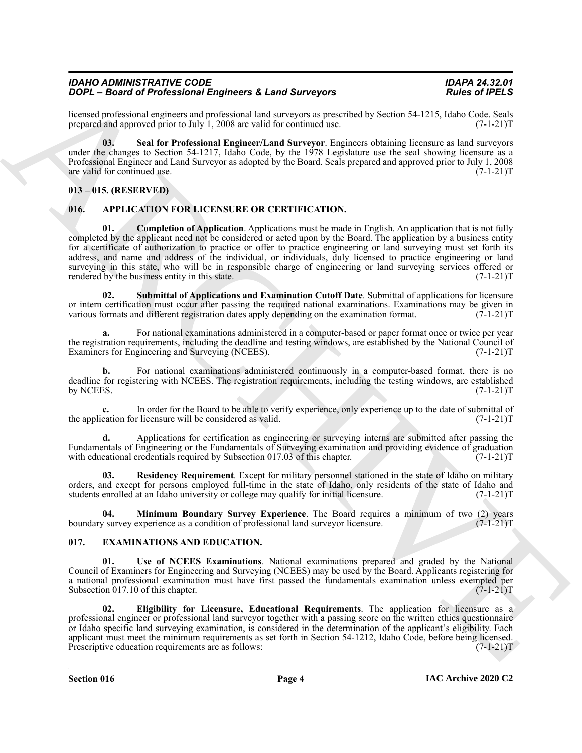licensed professional engineers and professional land surveyors as prescribed by Section 54-1215, Idaho Code. Seals prepared and approved prior to July 1, 2008 are valid for continued use. (7-1-21)T

**03. Seal for Professional Engineer/Land Surveyor**. Engineers obtaining licensure as land surveyors under the changes to Section 54-1217, Idaho Code, by the 1978 Legislature use the seal showing licensure as a Professional Engineer and Land Surveyor as adopted by the Board. Seals prepared and approved prior to July 1, 2008 are valid for continued use. (7-1-21)T

## 013 – 015. (RESERVED)

## 016. APPLICATION FOR LICENSURE OR CERTIFICATION.

**01. Completion of Application**. Applications must be made in English. An application that is not fully completed by the applicant need not be considered or acted upon by the Board. The application by a business entity for a certificate of authorization to practice or offer to practice engineering or land surveying must set forth its address, and name and address of the individual, or individuals, duly licensed to practice engineering or land surveying in this state, who will be in responsible charge of engineering or land surveying services offered or rendered by the business entity in this state. (7-1-21)T

**02. Submittal of Applications and Examination Cutoff Date**. Submittal of applications for licensure or intern certification must occur after passing the required national examinations. Examinations may be given in various formats and different registration dates apply depending on the examination format. (7-1-21)T

**a.** For national examinations administered in a computer-based or paper format once or twice per year the registration requirements, including the deadline and testing windows, are established by the National Council of Examiners for Engineering and Surveying (NCEES). (7-1-21)T

**b.** For national examinations administered continuously in a computer-based format, there is no deadline for registering with NCEES. The registration requirements, including the testing windows, are established by NCEES. (7-1-21)T

**c.** In order for the Board to be able to verify experience, only experience up to the date of submittal of the application for licensure will be considered as valid. (7-1-21)T

**d.** Applications for certification as engineering or surveying interns are submitted after passing the Fundamentals of Engineering or the Fundamentals of Surveying examination and providing evidence of graduation with educational credentials required by Subsection 017.03 of this chapter. (7-1-21)T

**03. Residency Requirement**. Except for military personnel stationed in the state of Idaho on military orders, and except for persons employed full-time in the state of Idaho, only residents of the state of Idaho and students enrolled at an Idaho university or college may qualify for initial licensure. (7-1-21)T

**04. Minimum Boundary Survey Experience**. The Board requires a minimum of two (2) years boundary survey experience as a condition of professional land surveyor licensure. (7-1-21)T

## 017. EXAMINATIONS AND EDUCATION.

**01. Use of NCEES Examinations**. National examinations prepared and graded by the National Council of Examiners for Engineering and Surveying (NCEES) may be used by the Board. Applicants registering for a national professional examination must have first passed the fundamentals examination unless exempted per Subsection 017.10 of this chapter. (7-1-21)T

**02. Eligibility for Licensure, Educational Requirements**. The application for licensure as a professional engineer or professional land surveyor together with a passing score on the written ethics questionnaire or Idaho specific land surveying examination, is considered in the determination of the applicant's eligibility. Each applicant must meet the minimum requirements as set forth in Section 54-1212, Idaho Code, before being licensed. Prescriptive education requirements are as follows: (7-1-21)T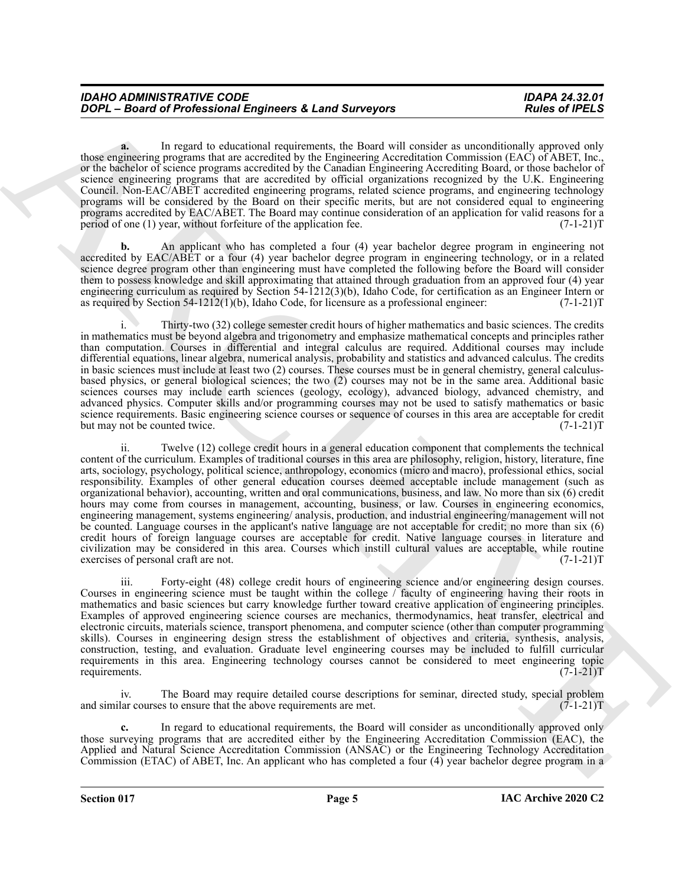**a.** In regard to educational requirements, the Board will consider as unconditionally approved only those engineering programs that are accredited by the Engineering Accreditation Commission (EAC) of ABET, Inc., or the bachelor of science programs accredited by the Canadian Engineering Accrediting Board, or those bachelor of science engineering programs that are accredited by official organizations recognized by the U.K. Engineering Council. Non-EAC/ABET accredited engineering programs, related science programs, and engineering technology programs will be considered by the Board on their specific merits, but are not considered equal to engineering programs accredited by EAC/ABET. The Board may continue consideration of an application for valid reasons for a period of one (1) year, without forfeiture of the application fee. (7-1-21)T

**b.** An applicant who has completed a four (4) year bachelor degree program in engineering not accredited by EAC/ABET or a four (4) year bachelor degree program in engineering technology, or in a related science degree program other than engineering must have completed the following before the Board will consider them to possess knowledge and skill approximating that attained through graduation from an approved four (4) year engineering curriculum as required by Section 54-1212(3)(b), Idaho Code, for certification as an Engineer Intern or as required by Section 54-1212(1)(b), Idaho Code, for licensure as a professional engineer: (7-1-21)T

i. Thirty-two (32) college semester credit hours of higher mathematics and basic sciences. The credits in mathematics must be beyond algebra and trigonometry and emphasize mathematical concepts and principles rather than computation. Courses in differential and integral calculus are required. Additional courses may include differential equations, linear algebra, numerical analysis, probability and statistics and advanced calculus. The credits in basic sciences must include at least two (2) courses. These courses must be in general chemistry, general calculus-based physics, or general biological sciences; the two (2) courses may not be in the same area. Additional basic sciences courses may include earth sciences (geology, ecology), advanced biology, advanced chemistry, and advanced physics. Computer skills and/or programming courses may not be used to satisfy mathematics or basic science requirements. Basic engineering science courses or sequence of courses in this area are acceptable for credit but may not be counted twice. (7-1-21)T

ii. Twelve (12) college credit hours in a general education component that complements the technical content of the curriculum. Examples of traditional courses in this area are philosophy, religion, history, literature, fine arts, sociology, psychology, political science, anthropology, economics (micro and macro), professional ethics, social responsibility. Examples of other general education courses deemed acceptable include management (such as organizational behavior), accounting, written and oral communications, business, and law. No more than six (6) credit hours may come from courses in management, accounting, business, or law. Courses in engineering economics, engineering management, systems engineering/ analysis, production, and industrial engineering/management will not be counted. Language courses in the applicant's native language are not acceptable for credit; no more than six (6) credit hours of foreign language courses are acceptable for credit. Native language courses in literature and civilization may be considered in this area. Courses which instill cultural values are acceptable, while routine exercises of personal craft are not. (7-1-21)T

iii. Forty-eight (48) college credit hours of engineering science and/or engineering design courses. Courses in engineering science must be taught within the college / faculty of engineering having their roots in mathematics and basic sciences but carry knowledge further toward creative application of engineering principles. Examples of approved engineering science courses are mechanics, thermodynamics, heat transfer, electrical and electronic circuits, materials science, transport phenomena, and computer science (other than computer programming skills). Courses in engineering design stress the establishment of objectives and criteria, synthesis, analysis, construction, testing, and evaluation. Graduate level engineering courses may be included to fulfill curricular requirements in this area. Engineering technology courses cannot be considered to meet engineering topic requirements. (7-1-21)T

iv. The Board may require detailed course descriptions for seminar, directed study, special problem and similar courses to ensure that the above requirements are met. (7-1-21)T

**c.** In regard to educational requirements, the Board will consider as unconditionally approved only those surveying programs that are accredited either by the Engineering Accreditation Commission (EAC), the Applied and Natural Science Accreditation Commission (ANSAC) or the Engineering Technology Accreditation Commission (ETAC) of ABET, Inc. An applicant who has completed a four (4) year bachelor degree program in a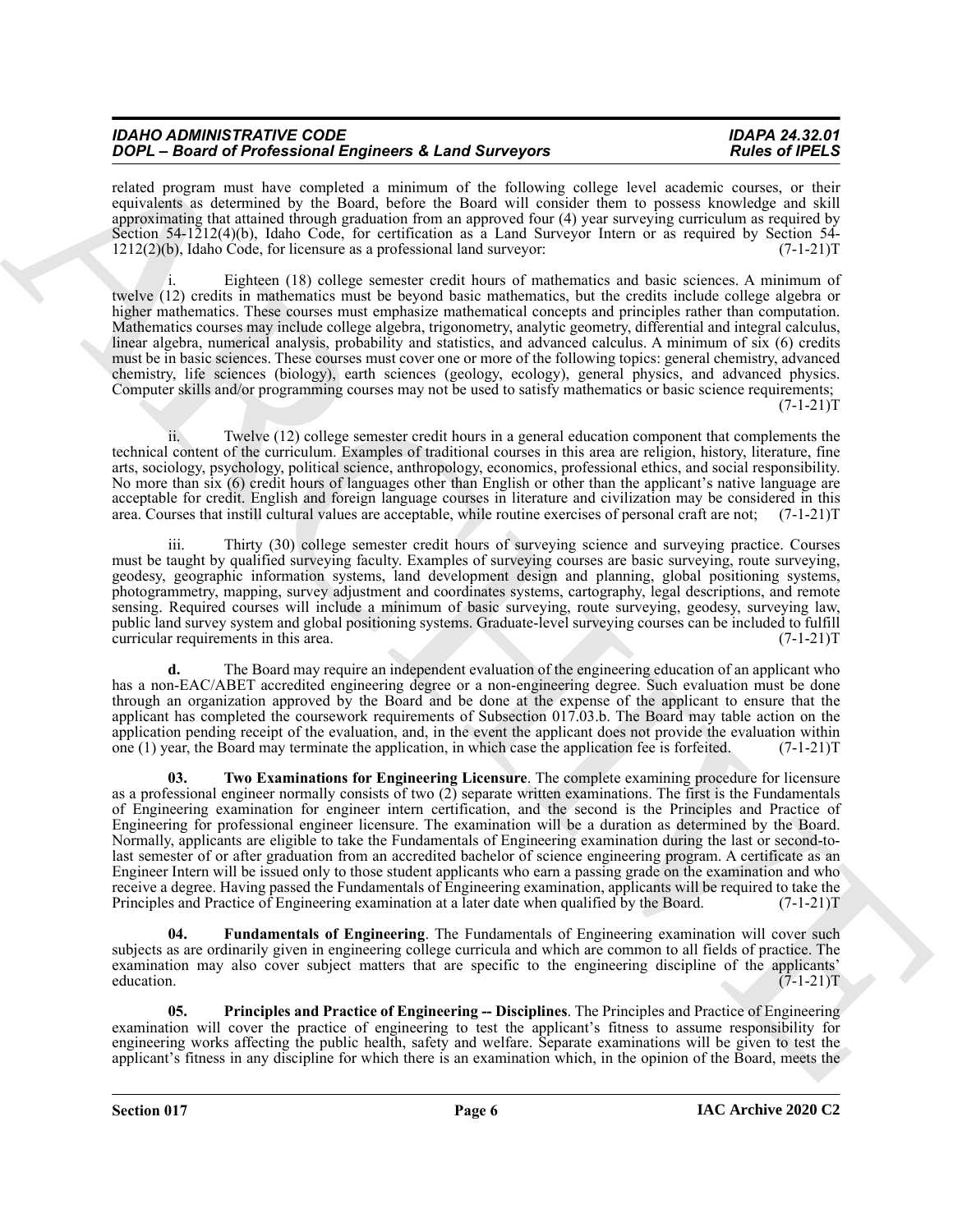related program must have completed a minimum of the following college level academic courses, or their equivalents as determined by the Board, before the Board will consider them to possess knowledge and skill approximating that attained through graduation from an approved four (4) year surveying curriculum as required by Section 54-1212(4)(b), Idaho Code, for certification as a Land Surveyor Intern or as required by Section 54-1212(2)(b), Idaho Code, for licensure as a professional land surveyor: (7-1-21)T

i. Eighteen (18) college semester credit hours of mathematics and basic sciences. A minimum of twelve (12) credits in mathematics must be beyond basic mathematics, but the credits include college algebra or higher mathematics. These courses must emphasize mathematical concepts and principles rather than computation. Mathematics courses may include college algebra, trigonometry, analytic geometry, differential and integral calculus, linear algebra, numerical analysis, probability and statistics, and advanced calculus. A minimum of six (6) credits must be in basic sciences. These courses must cover one or more of the following topics: general chemistry, advanced chemistry, life sciences (biology), earth sciences (geology, ecology), general physics, and advanced physics. Computer skills and/or programming courses may not be used to satisfy mathematics or basic science requirements; (7-1-21)T

ii. Twelve (12) college semester credit hours in a general education component that complements the technical content of the curriculum. Examples of traditional courses in this area are religion, history, literature, fine arts, sociology, psychology, political science, anthropology, economics, professional ethics, and social responsibility. No more than six (6) credit hours of languages other than English or other than the applicant's native language are acceptable for credit. English and foreign language courses in literature and civilization may be considered in this area. Courses that instill cultural values are acceptable, while routine exercises of personal craft are not; (7-1-21)T

iii. Thirty (30) college semester credit hours of surveying science and surveying practice. Courses must be taught by qualified surveying faculty. Examples of surveying courses are basic surveying, route surveying, geodesy, geographic information systems, land development design and planning, global positioning systems, photogrammetry, mapping, survey adjustment and coordinates systems, cartography, legal descriptions, and remote sensing. Required courses will include a minimum of basic surveying, route surveying, geodesy, surveying law, public land survey system and global positioning systems. Graduate-level surveying courses can be included to fulfill curricular requirements in this area. (7-1-21)T

**d.** The Board may require an independent evaluation of the engineering education of an applicant who has a non-EAC/ABET accredited engineering degree or a non-engineering degree. Such evaluation must be done through an organization approved by the Board and be done at the expense of the applicant to ensure that the applicant has completed the coursework requirements of Subsection 017.03.b. The Board may table action on the application pending receipt of the evaluation, and, in the event the applicant does not provide the evaluation within one (1) year, the Board may terminate the application, in which case the application fee is forfeited. (7-1-21)T

**03. Two Examinations for Engineering Licensure**. The complete examining procedure for licensure as a professional engineer normally consists of two (2) separate written examinations. The first is the Fundamentals of Engineering examination for engineer intern certification, and the second is the Principles and Practice of Engineering for professional engineer licensure. The examination will be a duration as determined by the Board. Normally, applicants are eligible to take the Fundamentals of Engineering examination during the last or second-to-last semester of or after graduation from an accredited bachelor of science engineering program. A certificate as an Engineer Intern will be issued only to those student applicants who earn a passing grade on the examination and who receive a degree. Having passed the Fundamentals of Engineering examination, applicants will be required to take the Principles and Practice of Engineering examination at a later date when qualified by the Board. (7-1-21)T

**04. Fundamentals of Engineering**. The Fundamentals of Engineering examination will cover such subjects as are ordinarily given in engineering college curricula and which are common to all fields of practice. The examination may also cover subject matters that are specific to the engineering discipline of the applicants' education. (7-1-21)T

**05. Principles and Practice of Engineering -- Disciplines**. The Principles and Practice of Engineering examination will cover the practice of engineering to test the applicant's fitness to assume responsibility for engineering works affecting the public health, safety and welfare. Separate examinations will be given to test the applicant's fitness in any discipline for which there is an examination which, in the opinion of the Board, meets the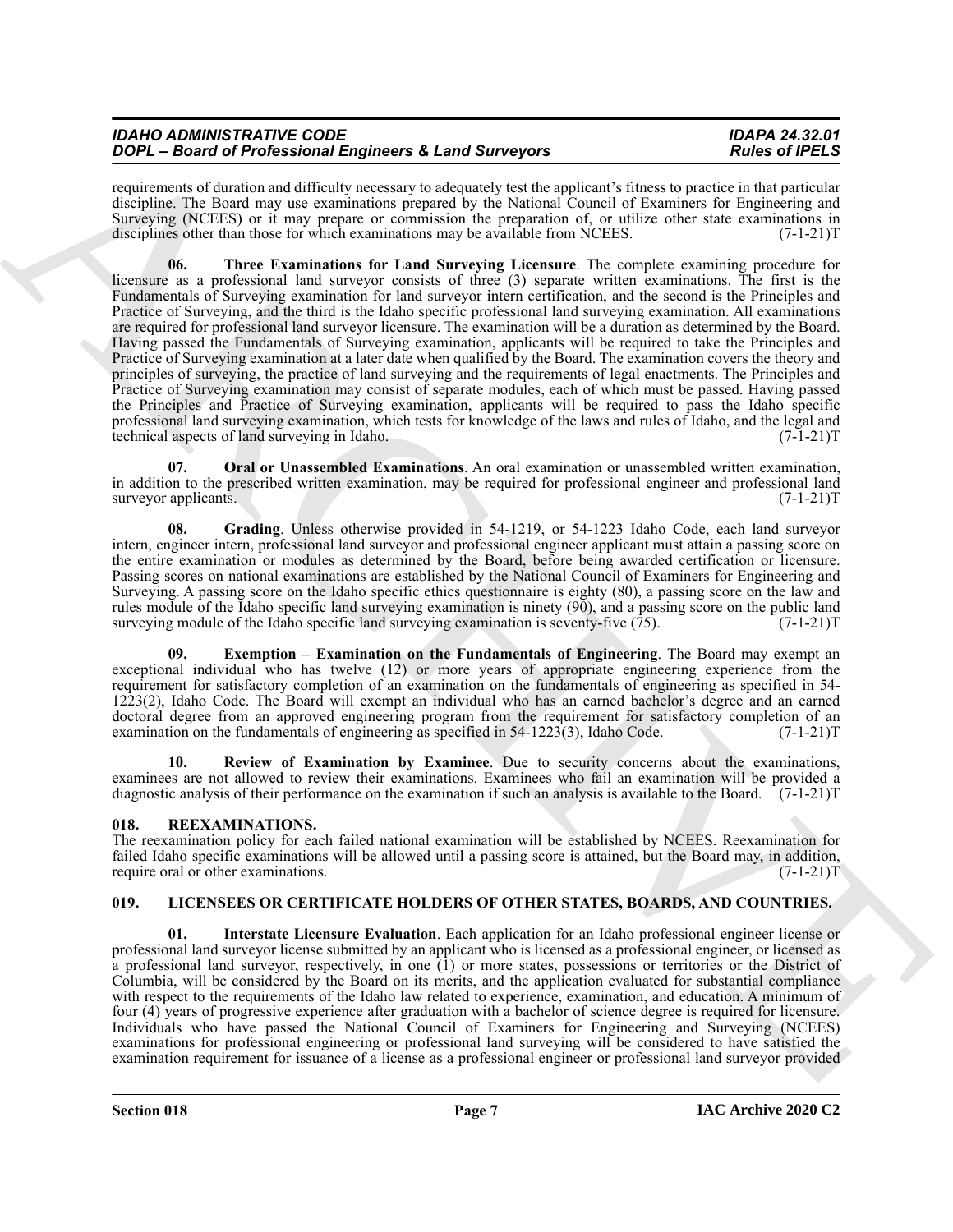requirements of duration and difficulty necessary to adequately test the applicant's fitness to practice in that particular discipline. The Board may use examinations prepared by the National Council of Examiners for Engineering and Surveying (NCEES) or it may prepare or commission the preparation of, or utilize other state examinations in disciplines other than those for which examinations may be available from NCEES. (7-1-21)T

**06. Three Examinations for Land Surveying Licensure**. The complete examining procedure for licensure as a professional land surveyor consists of three (3) separate written examinations. The first is the Fundamentals of Surveying examination for land surveyor intern certification, and the second is the Principles and Practice of Surveying, and the third is the Idaho specific professional land surveying examination. All examinations are required for professional land surveyor licensure. The examination will be a duration as determined by the Board. Having passed the Fundamentals of Surveying examination, applicants will be required to take the Principles and Practice of Surveying examination at a later date when qualified by the Board. The examination covers the theory and principles of surveying, the practice of land surveying and the requirements of legal enactments. The Principles and Practice of Surveying examination may consist of separate modules, each of which must be passed. Having passed the Principles and Practice of Surveying examination, applicants will be required to pass the Idaho specific professional land surveying examination, which tests for knowledge of the laws and rules of Idaho, and the legal and technical aspects of land surveying in Idaho. (7-1-21)T

**07. Oral or Unassembled Examinations**. An oral examination or unassembled written examination, in addition to the prescribed written examination, may be required for professional engineer and professional land surveyor applicants. (7-1-21)T

**08. Grading**. Unless otherwise provided in 54-1219, or 54-1223 Idaho Code, each land surveyor intern, engineer intern, professional land surveyor and professional engineer applicant must attain a passing score on the entire examination or modules as determined by the Board, before being awarded certification or licensure. Passing scores on national examinations are established by the National Council of Examiners for Engineering and Surveying. A passing score on the Idaho specific ethics questionnaire is eighty (80), a passing score on the law and rules module of the Idaho specific land surveying examination is ninety (90), and a passing score on the public land surveying module of the Idaho specific land surveying examination is seventy-five (75). (7-1-21)T

**09. Exemption – Examination on the Fundamentals of Engineering**. The Board may exempt an exceptional individual who has twelve (12) or more years of appropriate engineering experience from the requirement for satisfactory completion of an examination on the fundamentals of engineering as specified in 54-1223(2), Idaho Code. The Board will exempt an individual who has an earned bachelor's degree and an earned doctoral degree from an approved engineering program from the requirement for satisfactory completion of an examination on the fundamentals of engineering as specified in 54-1223(3), Idaho Code. (7-1-21)T

**10. Review of Examination by Examinee**. Due to security concerns about the examinations, examinees are not allowed to review their examinations. Examinees who fail an examination will be provided a diagnostic analysis of their performance on the examination if such an analysis is available to the Board. (7-1-21)T

### 018. REEXAMINATIONS.

The reexamination policy for each failed national examination will be established by NCEES. Reexamination for failed Idaho specific examinations will be allowed until a passing score is attained, but the Board may, in addition, require oral or other examinations. (7-1-21)T

### 019. LICENSEES OR CERTIFICATE HOLDERS OF OTHER STATES, BOARDS, AND COUNTRIES.

**01. Interstate Licensure Evaluation**. Each application for an Idaho professional engineer license or professional land surveyor license submitted by an applicant who is licensed as a professional engineer, or licensed as a professional land surveyor, respectively, in one (1) or more states, possessions or territories or the District of Columbia, will be considered by the Board on its merits, and the application evaluated for substantial compliance with respect to the requirements of the Idaho law related to experience, examination, and education. A minimum of four (4) years of progressive experience after graduation with a bachelor of science degree is required for licensure. Individuals who have passed the National Council of Examiners for Engineering and Surveying (NCEES) examinations for professional engineering or professional land surveying will be considered to have satisfied the examination requirement for issuance of a license as a professional engineer or professional land surveyor provided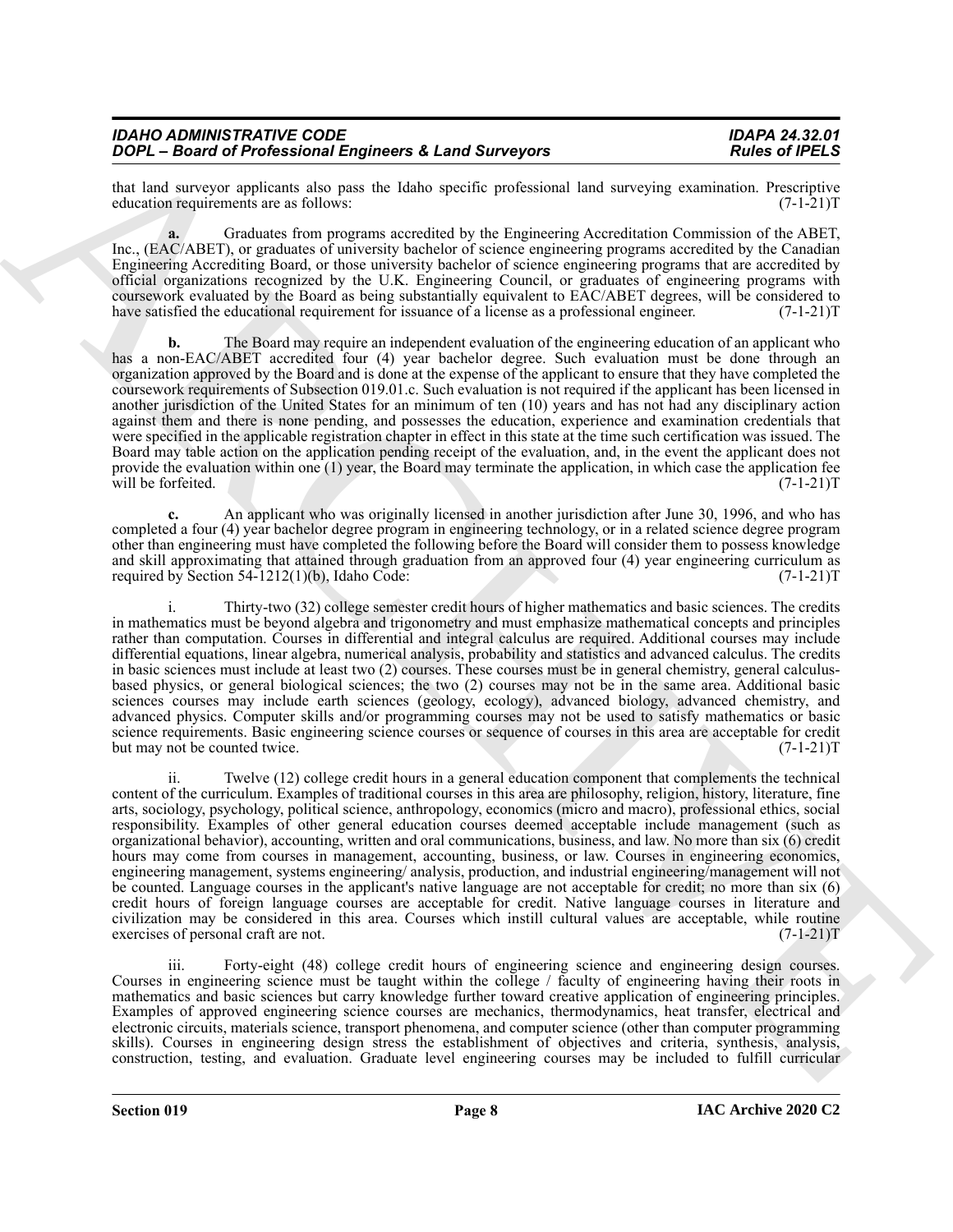that land surveyor applicants also pass the Idaho specific professional land surveying examination. Prescriptive education requirements are as follows: (7-1-21)T

**a.** Graduates from programs accredited by the Engineering Accreditation Commission of the ABET, Inc., (EAC/ABET), or graduates of university bachelor of science engineering programs accredited by the Canadian Engineering Accrediting Board, or those university bachelor of science engineering programs that are accredited by official organizations recognized by the U.K. Engineering Council, or graduates of engineering programs with coursework evaluated by the Board as being substantially equivalent to EAC/ABET degrees, will be considered to have satisfied the educational requirement for issuance of a license as a professional engineer. (7-1-21)T

**b.** The Board may require an independent evaluation of the engineering education of an applicant who has a non-EAC/ABET accredited four (4) year bachelor degree. Such evaluation must be done through an organization approved by the Board and is done at the expense of the applicant to ensure that they have completed the coursework requirements of Subsection 019.01.c. Such evaluation is not required if the applicant has been licensed in another jurisdiction of the United States for an minimum of ten (10) years and has not had any disciplinary action against them and there is none pending, and possesses the education, experience and examination credentials that were specified in the applicable registration chapter in effect in this state at the time such certification was issued. The Board may table action on the application pending receipt of the evaluation, and, in the event the applicant does not provide the evaluation within one (1) year, the Board may terminate the application, in which case the application fee will be forfeited. (7-1-21)T

**c.** An applicant who was originally licensed in another jurisdiction after June 30, 1996, and who has completed a four (4) year bachelor degree program in engineering technology, or in a related science degree program other than engineering must have completed the following before the Board will consider them to possess knowledge and skill approximating that attained through graduation from an approved four (4) year engineering curriculum as required by Section 54-1212(1)(b), Idaho Code: (7-1-21)T

i. Thirty-two (32) college semester credit hours of higher mathematics and basic sciences. The credits in mathematics must be beyond algebra and trigonometry and must emphasize mathematical concepts and principles rather than computation. Courses in differential and integral calculus are required. Additional courses may include differential equations, linear algebra, numerical analysis, probability and statistics and advanced calculus. The credits in basic sciences must include at least two (2) courses. These courses must be in general chemistry, general calculus-based physics, or general biological sciences; the two (2) courses may not be in the same area. Additional basic sciences courses may include earth sciences (geology, ecology), advanced biology, advanced chemistry, and advanced physics. Computer skills and/or programming courses may not be used to satisfy mathematics or basic science requirements. Basic engineering science courses or sequence of courses in this area are acceptable for credit but may not be counted twice. (7-1-21)T

ii. Twelve (12) college credit hours in a general education component that complements the technical content of the curriculum. Examples of traditional courses in this area are philosophy, religion, history, literature, fine arts, sociology, psychology, political science, anthropology, economics (micro and macro), professional ethics, social responsibility. Examples of other general education courses deemed acceptable include management (such as organizational behavior), accounting, written and oral communications, business, and law. No more than six (6) credit hours may come from courses in management, accounting, business, or law. Courses in engineering economics, engineering management, systems engineering/ analysis, production, and industrial engineering/management will not be counted. Language courses in the applicant's native language are not acceptable for credit; no more than six (6) credit hours of foreign language courses are acceptable for credit. Native language courses in literature and civilization may be considered in this area. Courses which instill cultural values are acceptable, while routine exercises of personal craft are not. (7-1-21)T

iii. Forty-eight (48) college credit hours of engineering science and engineering design courses. Courses in engineering science must be taught within the college / faculty of engineering having their roots in mathematics and basic sciences but carry knowledge further toward creative application of engineering principles. Examples of approved engineering science courses are mechanics, thermodynamics, heat transfer, electrical and electronic circuits, materials science, transport phenomena, and computer science (other than computer programming skills). Courses in engineering design stress the establishment of objectives and criteria, synthesis, analysis, construction, testing, and evaluation. Graduate level engineering courses may be included to fulfill curricular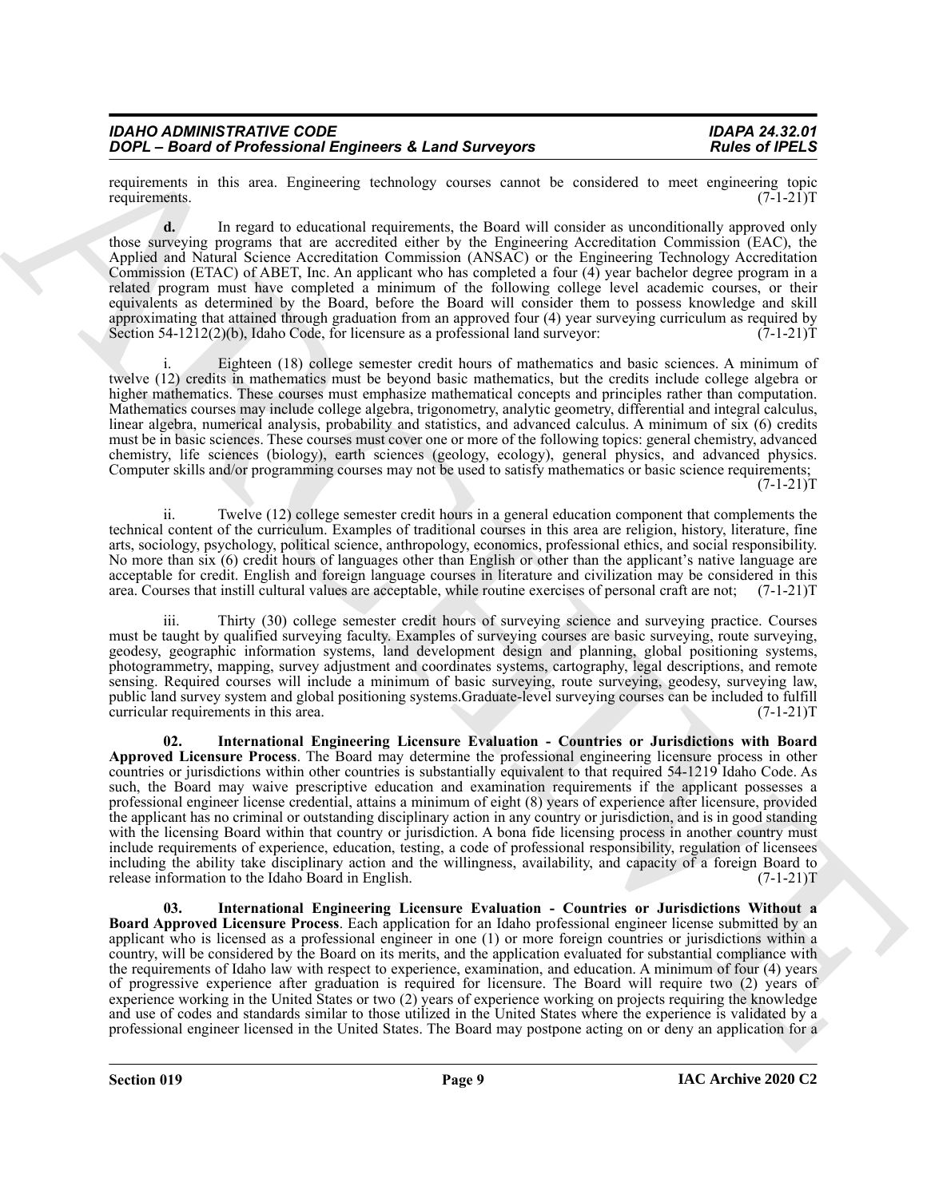requirements in this area. Engineering technology courses cannot be considered to meet engineering topic requirements. (7-1-21)T

**d.** In regard to educational requirements, the Board will consider as unconditionally approved only those surveying programs that are accredited either by the Engineering Accreditation Commission (EAC), the Applied and Natural Science Accreditation Commission (ANSAC) or the Engineering Technology Accreditation Commission (ETAC) of ABET, Inc. An applicant who has completed a four (4) year bachelor degree program in a related program must have completed a minimum of the following college level academic courses, or their equivalents as determined by the Board, before the Board will consider them to possess knowledge and skill approximating that attained through graduation from an approved four (4) year surveying curriculum as required by Section 54-1212(2)(b), Idaho Code, for licensure as a professional land surveyor: (7-1-21)T

i. Eighteen (18) college semester credit hours of mathematics and basic sciences. A minimum of twelve (12) credits in mathematics must be beyond basic mathematics, but the credits include college algebra or higher mathematics. These courses must emphasize mathematical concepts and principles rather than computation. Mathematics courses may include college algebra, trigonometry, analytic geometry, differential and integral calculus, linear algebra, numerical analysis, probability and statistics, and advanced calculus. A minimum of six (6) credits must be in basic sciences. These courses must cover one or more of the following topics: general chemistry, advanced chemistry, life sciences (biology), earth sciences (geology, ecology), general physics, and advanced physics. Computer skills and/or programming courses may not be used to satisfy mathematics or basic science requirements; (7-1-21)T

ii. Twelve (12) college semester credit hours in a general education component that complements the technical content of the curriculum. Examples of traditional courses in this area are religion, history, literature, fine arts, sociology, psychology, political science, anthropology, economics, professional ethics, and social responsibility. No more than six (6) credit hours of languages other than English or other than the applicant's native language are acceptable for credit. English and foreign language courses in literature and civilization may be considered in this area. Courses that instill cultural values are acceptable, while routine exercises of personal craft are not; (7-1-21)T

iii. Thirty (30) college semester credit hours of surveying science and surveying practice. Courses must be taught by qualified surveying faculty. Examples of surveying courses are basic surveying, route surveying, geodesy, geographic information systems, land development design and planning, global positioning systems, photogrammetry, mapping, survey adjustment and coordinates systems, cartography, legal descriptions, and remote sensing. Required courses will include a minimum of basic surveying, route surveying, geodesy, surveying law, public land survey system and global positioning systems.Graduate-level surveying courses can be included to fulfill curricular requirements in this area. (7-1-21)T

**02. International Engineering Licensure Evaluation - Countries or Jurisdictions with Board Approved Licensure Process**. The Board may determine the professional engineering licensure process in other countries or jurisdictions within other countries is substantially equivalent to that required 54-1219 Idaho Code. As such, the Board may waive prescriptive education and examination requirements if the applicant possesses a professional engineer license credential, attains a minimum of eight (8) years of experience after licensure, provided the applicant has no criminal or outstanding disciplinary action in any country or jurisdiction, and is in good standing with the licensing Board within that country or jurisdiction. A bona fide licensing process in another country must include requirements of experience, education, testing, a code of professional responsibility, regulation of licensees including the ability take disciplinary action and the willingness, availability, and capacity of a foreign Board to release information to the Idaho Board in English. (7-1-21)T

**03. International Engineering Licensure Evaluation - Countries or Jurisdictions Without a Board Approved Licensure Process**. Each application for an Idaho professional engineer license submitted by an applicant who is licensed as a professional engineer in one (1) or more foreign countries or jurisdictions within a country, will be considered by the Board on its merits, and the application evaluated for substantial compliance with the requirements of Idaho law with respect to experience, examination, and education. A minimum of four (4) years of progressive experience after graduation is required for licensure. The Board will require two (2) years of experience working in the United States or two (2) years of experience working on projects requiring the knowledge and use of codes and standards similar to those utilized in the United States where the experience is validated by a professional engineer licensed in the United States. The Board may postpone acting on or deny an application for a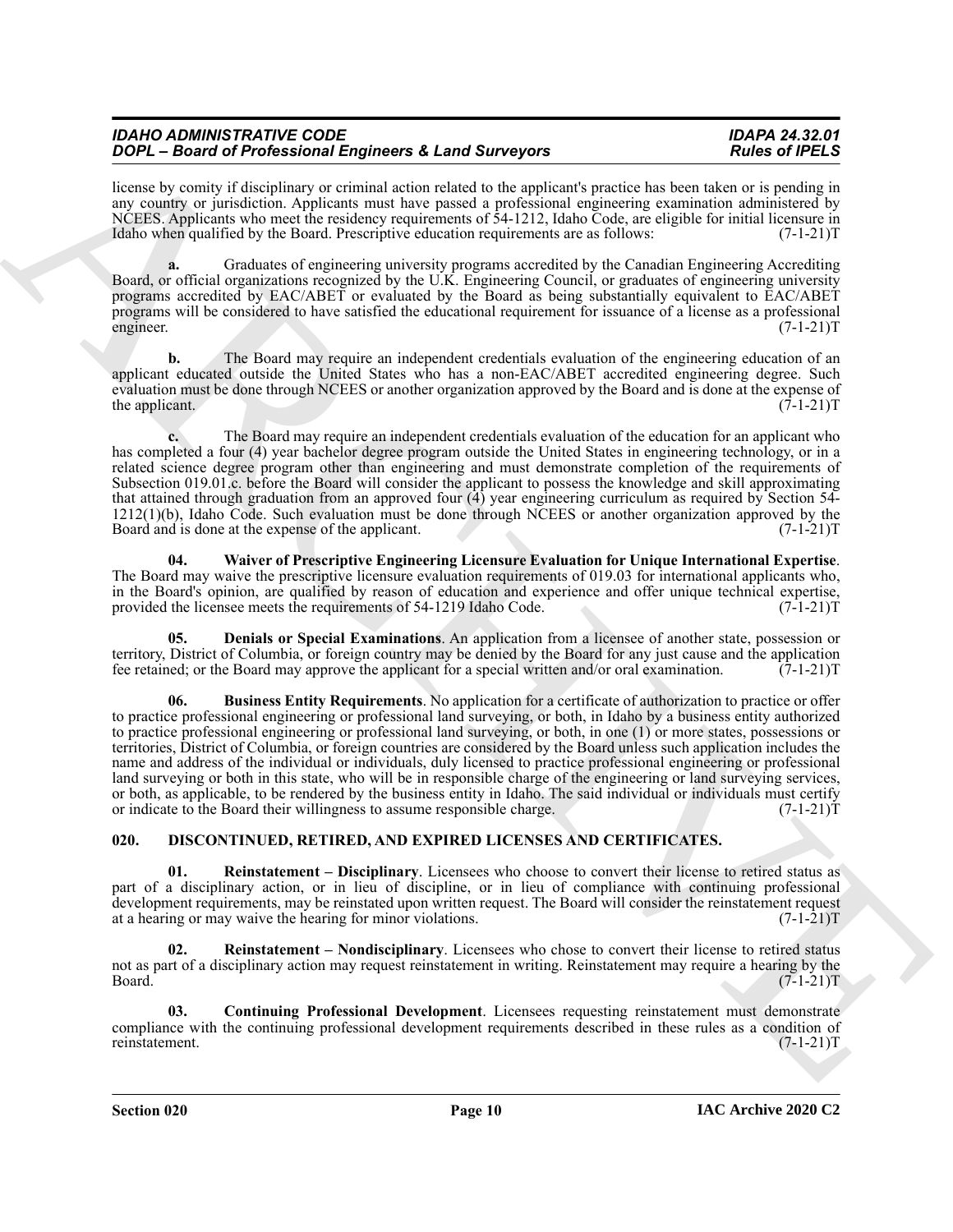license by comity if disciplinary or criminal action related to the applicant's practice has been taken or is pending in any country or jurisdiction. Applicants must have passed a professional engineering examination administered by NCEES. Applicants who meet the residency requirements of 54-1212, Idaho Code, are eligible for initial licensure in Idaho when qualified by the Board. Prescriptive education requirements are as follows: (7-1-21)T

**a.** Graduates of engineering university programs accredited by the Canadian Engineering Accrediting Board, or official organizations recognized by the U.K. Engineering Council, or graduates of engineering university programs accredited by EAC/ABET or evaluated by the Board as being substantially equivalent to EAC/ABET programs will be considered to have satisfied the educational requirement for issuance of a license as a professional engineer. (7-1-21)T

**b.** The Board may require an independent credentials evaluation of the engineering education of an applicant educated outside the United States who has a non-EAC/ABET accredited engineering degree. Such evaluation must be done through NCEES or another organization approved by the Board and is done at the expense of the applicant. (7-1-21)T

**c.** The Board may require an independent credentials evaluation of the education for an applicant who has completed a four (4) year bachelor degree program outside the United States in engineering technology, or in a related science degree program other than engineering and must demonstrate completion of the requirements of Subsection 019.01.c. before the Board will consider the applicant to possess the knowledge and skill approximating that attained through graduation from an approved four (4) year engineering curriculum as required by Section 54-1212(1)(b), Idaho Code. Such evaluation must be done through NCEES or another organization approved by the Board and is done at the expense of the applicant. (7-1-21)T

**04. Waiver of Prescriptive Engineering Licensure Evaluation for Unique International Expertise**. The Board may waive the prescriptive licensure evaluation requirements of 019.03 for international applicants who, in the Board's opinion, are qualified by reason of education and experience and offer unique technical expertise, provided the licensee meets the requirements of 54-1219 Idaho Code. (7-1-21)T

**05. Denials or Special Examinations**. An application from a licensee of another state, possession or territory, District of Columbia, or foreign country may be denied by the Board for any just cause and the application fee retained; or the Board may approve the applicant for a special written and/or oral examination. (7-1-21)T

**06. Business Entity Requirements**. No application for a certificate of authorization to practice or offer to practice professional engineering or professional land surveying, or both, in Idaho by a business entity authorized to practice professional engineering or professional land surveying, or both, in one (1) or more states, possessions or territories, District of Columbia, or foreign countries are considered by the Board unless such application includes the name and address of the individual or individuals, duly licensed to practice professional engineering or professional land surveying or both in this state, who will be in responsible charge of the engineering or land surveying services, or both, as applicable, to be rendered by the business entity in Idaho. The said individual or individuals must certify or indicate to the Board their willingness to assume responsible charge. (7-1-21)T

## 020. DISCONTINUED, RETIRED, AND EXPIRED LICENSES AND CERTIFICATES.

**01. Reinstatement – Disciplinary**. Licensees who choose to convert their license to retired status as part of a disciplinary action, or in lieu of discipline, or in lieu of compliance with continuing professional development requirements, may be reinstated upon written request. The Board will consider the reinstatement request at a hearing or may waive the hearing for minor violations. (7-1-21)T

**02. Reinstatement – Nondisciplinary**. Licensees who chose to convert their license to retired status not as part of a disciplinary action may request reinstatement in writing. Reinstatement may require a hearing by the Board. (7-1-21)T

**03. Continuing Professional Development**. Licensees requesting reinstatement must demonstrate compliance with the continuing professional development requirements described in these rules as a condition of reinstatement. (7-1-21)T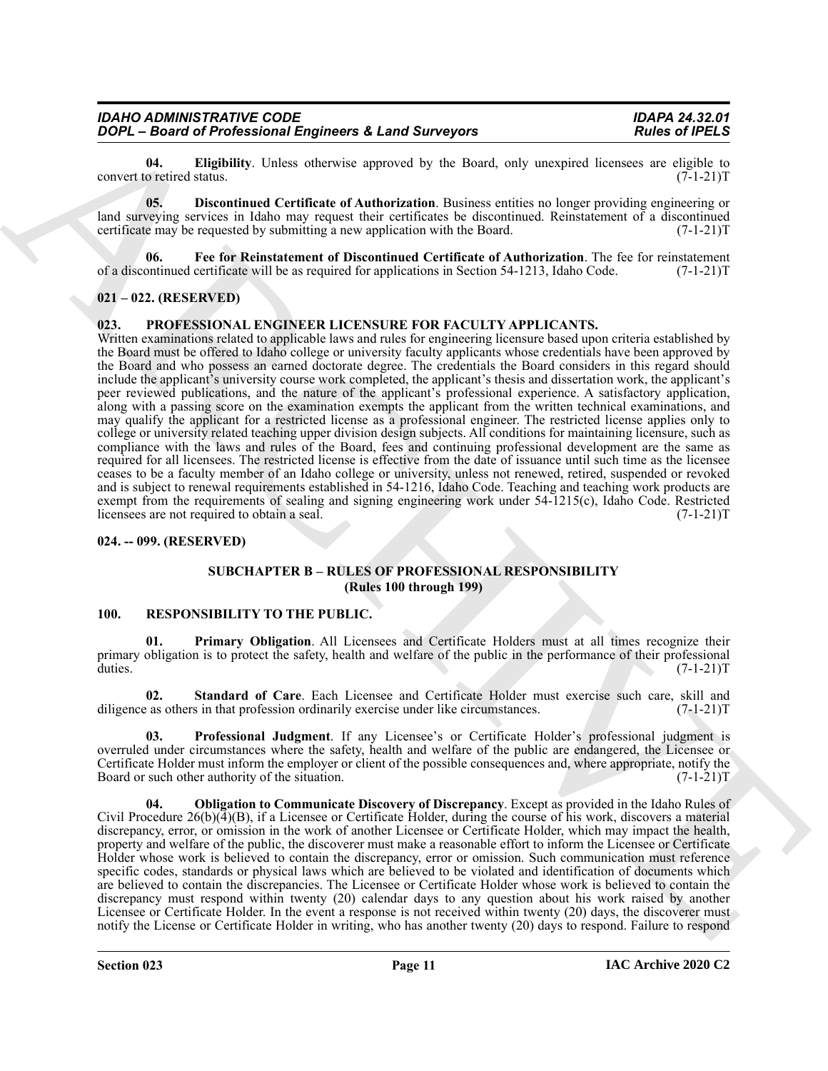**04. Eligibility**. Unless otherwise approved by the Board, only unexpired licensees are eligible to convert to retired status. (7-1-21)T

**05. Discontinued Certificate of Authorization**. Business entities no longer providing engineering or land surveying services in Idaho may request their certificates be discontinued. Reinstatement of a discontinued certificate may be requested by submitting a new application with the Board. (7-1-21)T

**06. Fee for Reinstatement of Discontinued Certificate of Authorization**. The fee for reinstatement of a discontinued certificate will be as required for applications in Section 54-1213, Idaho Code. (7-1-21)T

## 021 – 022. (RESERVED)

## 023. PROFESSIONAL ENGINEER LICENSURE FOR FACULTY APPLICANTS.

Written examinations related to applicable laws and rules for engineering licensure based upon criteria established by the Board must be offered to Idaho college or university faculty applicants whose credentials have been approved by the Board and who possess an earned doctorate degree. The credentials the Board considers in this regard should include the applicant's university course work completed, the applicant's thesis and dissertation work, the applicant's peer reviewed publications, and the nature of the applicant's professional experience. A satisfactory application, along with a passing score on the examination exempts the applicant from the written technical examinations, and may qualify the applicant for a restricted license as a professional engineer. The restricted license applies only to college or university related teaching upper division design subjects. All conditions for maintaining licensure, such as compliance with the laws and rules of the Board, fees and continuing professional development are the same as required for all licensees. The restricted license is effective from the date of issuance until such time as the licensee ceases to be a faculty member of an Idaho college or university, unless not renewed, retired, suspended or revoked and is subject to renewal requirements established in 54-1216, Idaho Code. Teaching and teaching work products are exempt from the requirements of sealing and signing engineering work under 54-1215(c), Idaho Code. Restricted licensees are not required to obtain a seal. (7-1-21)T

## 024. -- 099. (RESERVED)

## SUBCHAPTER B – RULES OF PROFESSIONAL RESPONSIBILITY (Rules 100 through 199)

## 100. RESPONSIBILITY TO THE PUBLIC.

**01. Primary Obligation**. All Licensees and Certificate Holders must at all times recognize their primary obligation is to protect the safety, health and welfare of the public in the performance of their professional duties. (7-1-21)T

**02. Standard of Care**. Each Licensee and Certificate Holder must exercise such care, skill and diligence as others in that profession ordinarily exercise under like circumstances. (7-1-21)T

**03. Professional Judgment**. If any Licensee's or Certificate Holder's professional judgment is overruled under circumstances where the safety, health and welfare of the public are endangered, the Licensee or Certificate Holder must inform the employer or client of the possible consequences and, where appropriate, notify the Board or such other authority of the situation. (7-1-21)T

**04. Obligation to Communicate Discovery of Discrepancy**. Except as provided in the Idaho Rules of Civil Procedure 26(b)(4)(B), if a Licensee or Certificate Holder, during the course of his work, discovers a material discrepancy, error, or omission in the work of another Licensee or Certificate Holder, which may impact the health, property and welfare of the public, the discoverer must make a reasonable effort to inform the Licensee or Certificate Holder whose work is believed to contain the discrepancy, error or omission. Such communication must reference specific codes, standards or physical laws which are believed to be violated and identification of documents which are believed to contain the discrepancies. The Licensee or Certificate Holder whose work is believed to contain the discrepancy must respond within twenty (20) calendar days to any question about his work raised by another Licensee or Certificate Holder. In the event a response is not received within twenty (20) days, the discoverer must notify the License or Certificate Holder in writing, who has another twenty (20) days to respond. Failure to respond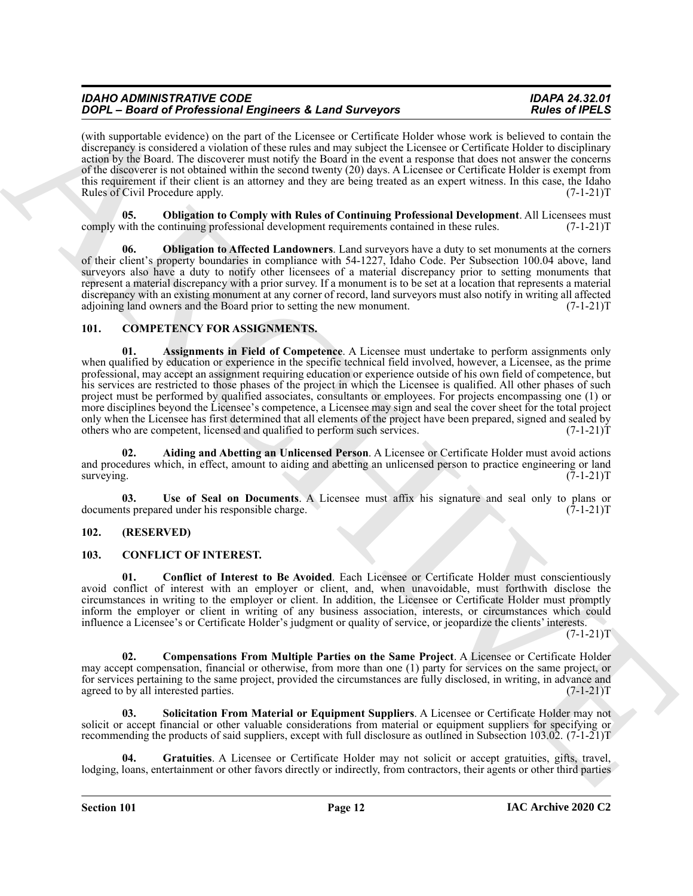(with supportable evidence) on the part of the Licensee or Certificate Holder whose work is believed to contain the discrepancy is considered a violation of these rules and may subject the Licensee or Certificate Holder to disciplinary action by the Board. The discoverer must notify the Board in the event a response that does not answer the concerns of the discoverer is not obtained within the second twenty (20) days. A Licensee or Certificate Holder is exempt from this requirement if their client is an attorney and they are being treated as an expert witness. In this case, the Idaho Rules of Civil Procedure apply. (7-1-21)T

**05. Obligation to Comply with Rules of Continuing Professional Development**. All Licensees must comply with the continuing professional development requirements contained in these rules. (7-1-21)T

**06. Obligation to Affected Landowners**. Land surveyors have a duty to set monuments at the corners of their client's property boundaries in compliance with 54-1227, Idaho Code. Per Subsection 100.04 above, land surveyors also have a duty to notify other licensees of a material discrepancy prior to setting monuments that represent a material discrepancy with a prior survey. If a monument is to be set at a location that represents a material discrepancy with an existing monument at any corner of record, land surveyors must also notify in writing all affected adjoining land owners and the Board prior to setting the new monument. (7-1-21)T

## 101. COMPETENCY FOR ASSIGNMENTS.

**01. Assignments in Field of Competence**. A Licensee must undertake to perform assignments only when qualified by education or experience in the specific technical field involved, however, a Licensee, as the prime professional, may accept an assignment requiring education or experience outside of his own field of competence, but his services are restricted to those phases of the project in which the Licensee is qualified. All other phases of such project must be performed by qualified associates, consultants or employees. For projects encompassing one (1) or more disciplines beyond the Licensee's competence, a Licensee may sign and seal the cover sheet for the total project only when the Licensee has first determined that all elements of the project have been prepared, signed and sealed by others who are competent, licensed and qualified to perform such services. (7-1-21)T

**02. Aiding and Abetting an Unlicensed Person**. A Licensee or Certificate Holder must avoid actions and procedures which, in effect, amount to aiding and abetting an unlicensed person to practice engineering or land surveying. (7-1-21)T

**03. Use of Seal on Documents**. A Licensee must affix his signature and seal only to plans or documents prepared under his responsible charge. (7-1-21)T

## 102. (RESERVED)

## 103. CONFLICT OF INTEREST.

**01. Conflict of Interest to Be Avoided**. Each Licensee or Certificate Holder must conscientiously avoid conflict of interest with an employer or client, and, when unavoidable, must forthwith disclose the circumstances in writing to the employer or client. In addition, the Licensee or Certificate Holder must promptly inform the employer or client in writing of any business association, interests, or circumstances which could influence a Licensee's or Certificate Holder's judgment or quality of service, or jeopardize the clients' interests. (7-1-21)T

**02. Compensations From Multiple Parties on the Same Project**. A Licensee or Certificate Holder may accept compensation, financial or otherwise, from more than one (1) party for services on the same project, or for services pertaining to the same project, provided the circumstances are fully disclosed, in writing, in advance and agreed to by all interested parties. (7-1-21)T

**03. Solicitation From Material or Equipment Suppliers**. A Licensee or Certificate Holder may not solicit or accept financial or other valuable considerations from material or equipment suppliers for specifying or recommending the products of said suppliers, except with full disclosure as outlined in Subsection 103.02. (7-1-21)T

**04. Gratuities**. A Licensee or Certificate Holder may not solicit or accept gratuities, gifts, travel, lodging, loans, entertainment or other favors directly or indirectly, from contractors, their agents or other third parties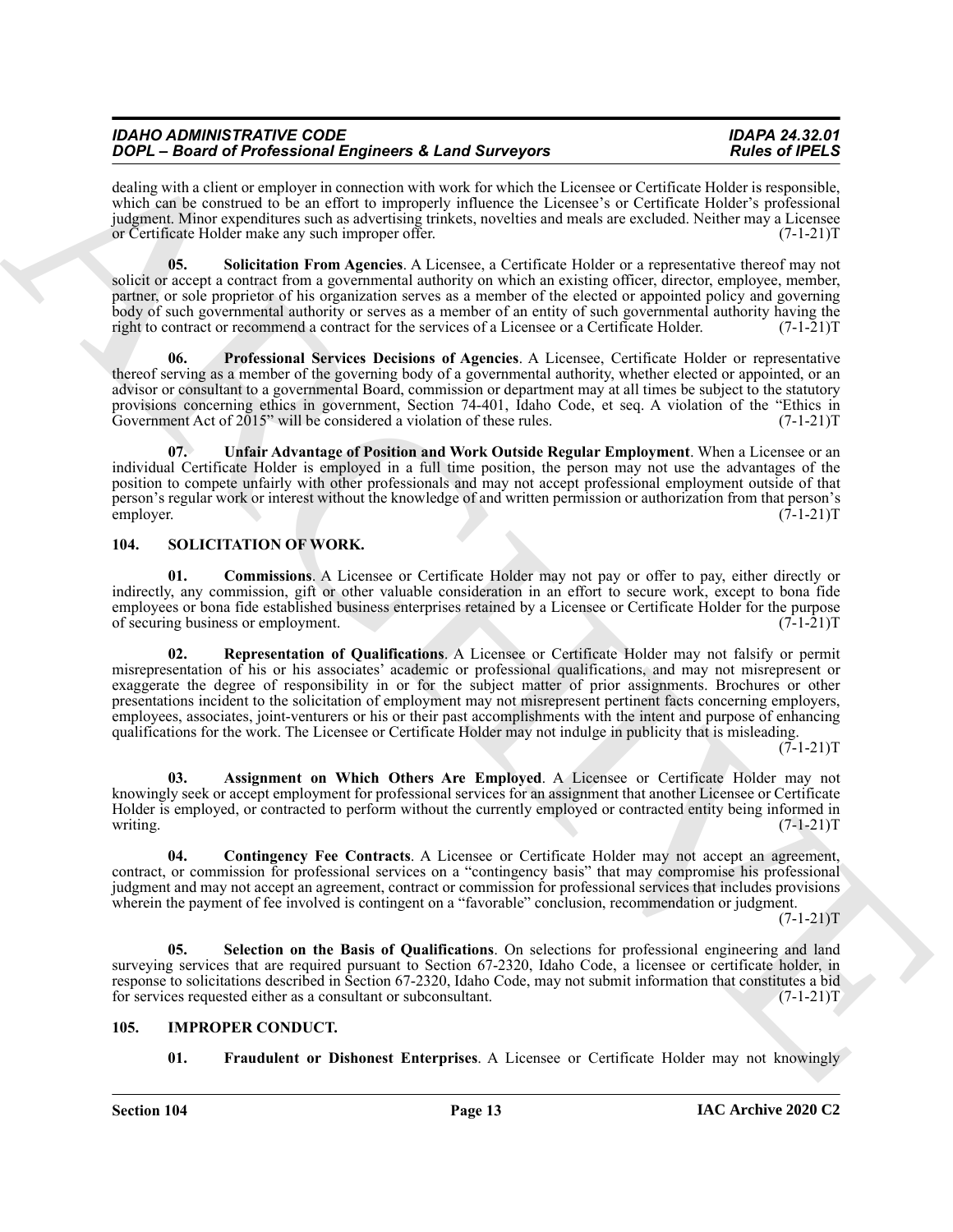dealing with a client or employer in connection with work for which the Licensee or Certificate Holder is responsible, which can be construed to be an effort to improperly influence the Licensee's or Certificate Holder's professional judgment. Minor expenditures such as advertising trinkets, novelties and meals are excluded. Neither may a Licensee or Certificate Holder make any such improper offer. (7-1-21)T

**05. Solicitation From Agencies**. A Licensee, a Certificate Holder or a representative thereof may not solicit or accept a contract from a governmental authority on which an existing officer, director, employee, member, partner, or sole proprietor of his organization serves as a member of the elected or appointed policy and governing body of such governmental authority or serves as a member of an entity of such governmental authority having the right to contract or recommend a contract for the services of a Licensee or a Certificate Holder. (7-1-21)T

**06. Professional Services Decisions of Agencies**. A Licensee, Certificate Holder or representative thereof serving as a member of the governing body of a governmental authority, whether elected or appointed, or an advisor or consultant to a governmental Board, commission or department may at all times be subject to the statutory provisions concerning ethics in government, Section 74-401, Idaho Code, et seq. A violation of the "Ethics in Government Act of 2015" will be considered a violation of these rules. (7-1-21)T

**07. Unfair Advantage of Position and Work Outside Regular Employment**. When a Licensee or an individual Certificate Holder is employed in a full time position, the person may not use the advantages of the position to compete unfairly with other professionals and may not accept professional employment outside of that person's regular work or interest without the knowledge of and written permission or authorization from that person's employer. (7-1-21)T

## 104. SOLICITATION OF WORK.

**01. Commissions**. A Licensee or Certificate Holder may not pay or offer to pay, either directly or indirectly, any commission, gift or other valuable consideration in an effort to secure work, except to bona fide employees or bona fide established business enterprises retained by a Licensee or Certificate Holder for the purpose of securing business or employment. (7-1-21)T

**02. Representation of Qualifications**. A Licensee or Certificate Holder may not falsify or permit misrepresentation of his or his associates' academic or professional qualifications, and may not misrepresent or exaggerate the degree of responsibility in or for the subject matter of prior assignments. Brochures or other presentations incident to the solicitation of employment may not misrepresent pertinent facts concerning employers, employees, associates, joint-venturers or his or their past accomplishments with the intent and purpose of enhancing qualifications for the work. The Licensee or Certificate Holder may not indulge in publicity that is misleading. (7-1-21)T

**03. Assignment on Which Others Are Employed**. A Licensee or Certificate Holder may not knowingly seek or accept employment for professional services for an assignment that another Licensee or Certificate Holder is employed, or contracted to perform without the currently employed or contracted entity being informed in writing. (7-1-21)T

**04. Contingency Fee Contracts**. A Licensee or Certificate Holder may not accept an agreement, contract, or commission for professional services on a "contingency basis" that may compromise his professional judgment and may not accept an agreement, contract or commission for professional services that includes provisions wherein the payment of fee involved is contingent on a "favorable" conclusion, recommendation or judgment. (7-1-21)T

**05. Selection on the Basis of Qualifications**. On selections for professional engineering and land surveying services that are required pursuant to Section 67-2320, Idaho Code, a licensee or certificate holder, in response to solicitations described in Section 67-2320, Idaho Code, may not submit information that constitutes a bid for services requested either as a consultant or subconsultant. (7-1-21)T

## 105. IMPROPER CONDUCT.

**01. Fraudulent or Dishonest Enterprises**. A Licensee or Certificate Holder may not knowingly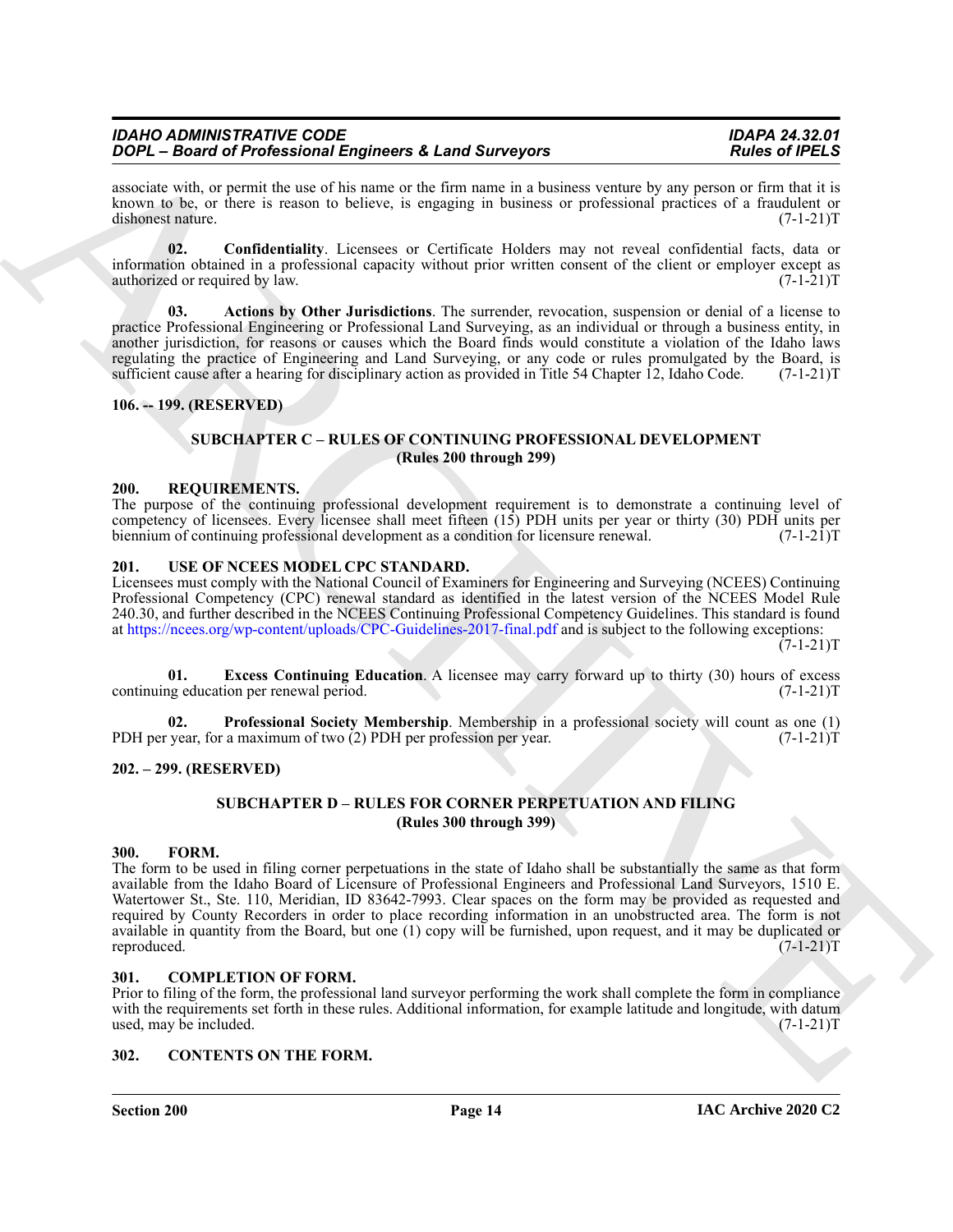associate with, or permit the use of his name or the firm name in a business venture by any person or firm that it is known to be, or there is reason to believe, is engaging in business or professional practices of a fraudulent or dishonest nature. (7-1-21)T

**02. Confidentiality**. Licensees or Certificate Holders may not reveal confidential facts, data or information obtained in a professional capacity without prior written consent of the client or employer except as authorized or required by law. (7-1-21)T

**03. Actions by Other Jurisdictions**. The surrender, revocation, suspension or denial of a license to practice Professional Engineering or Professional Land Surveying, as an individual or through a business entity, in another jurisdiction, for reasons or causes which the Board finds would constitute a violation of the Idaho laws regulating the practice of Engineering and Land Surveying, or any code or rules promulgated by the Board, is sufficient cause after a hearing for disciplinary action as provided in Title 54 Chapter 12, Idaho Code. (7-1-21)T

**106. -- 199. (RESERVED)**

## SUBCHAPTER C – RULES OF CONTINUING PROFESSIONAL DEVELOPMENT (Rules 200 through 299)

**200. REQUIREMENTS.**

The purpose of the continuing professional development requirement is to demonstrate a continuing level of competency of licensees. Every licensee shall meet fifteen (15) PDH units per year or thirty (30) PDH units per biennium of continuing professional development as a condition for licensure renewal. (7-1-21)T

**201. USE OF NCEES MODEL CPC STANDARD.**

Licensees must comply with the National Council of Examiners for Engineering and Surveying (NCEES) Continuing Professional Competency (CPC) renewal standard as identified in the latest version of the NCEES Model Rule 240.30, and further described in the NCEES Continuing Professional Competency Guidelines. This standard is found at https://ncees.org/wp-content/uploads/CPC-Guidelines-2017-final.pdf and is subject to the following exceptions: (7-1-21)T

**01. Excess Continuing Education**. A licensee may carry forward up to thirty (30) hours of excess continuing education per renewal period. (7-1-21)T

**02. Professional Society Membership**. Membership in a professional society will count as one (1) PDH per year, for a maximum of two (2) PDH per profession per year. (7-1-21)T

**202. – 299. (RESERVED)**

## SUBCHAPTER D – RULES FOR CORNER PERPETUATION AND FILING (Rules 300 through 399)

**300. FORM.**

The form to be used in filing corner perpetuations in the state of Idaho shall be substantially the same as that form available from the Idaho Board of Licensure of Professional Engineers and Professional Land Surveyors, 1510 E. Watertower St., Ste. 110, Meridian, ID 83642-7993. Clear spaces on the form may be provided as requested and required by County Recorders in order to place recording information in an unobstructed area. The form is not available in quantity from the Board, but one (1) copy will be furnished, upon request, and it may be duplicated or reproduced. (7-1-21)T

**301. COMPLETION OF FORM.**

Prior to filing of the form, the professional land surveyor performing the work shall complete the form in compliance with the requirements set forth in these rules. Additional information, for example latitude and longitude, with datum used, may be included. (7-1-21)T

**302. CONTENTS ON THE FORM.**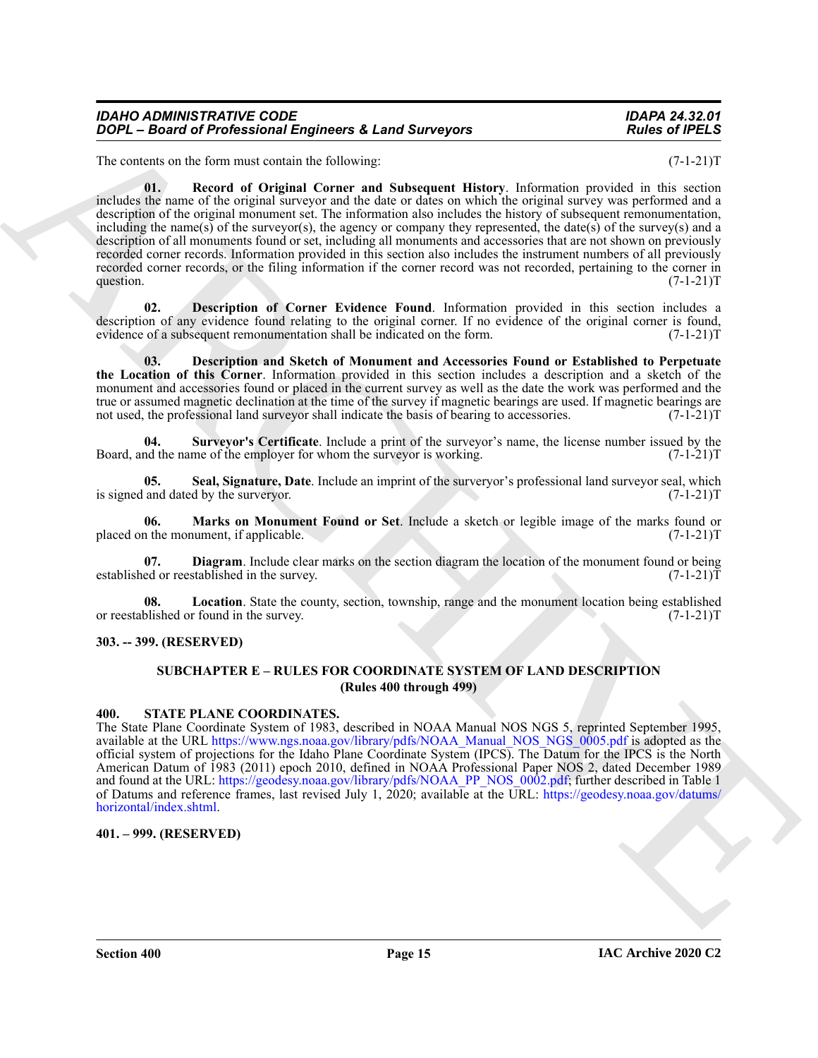The contents on the form must contain the following: (7-1-21)T

**01. Record of Original Corner and Subsequent History**. Information provided in this section includes the name of the original surveyor and the date or dates on which the original survey was performed and a description of the original monument set. The information also includes the history of subsequent remonumentation, including the name(s) of the surveyor(s), the agency or company they represented, the date(s) of the survey(s) and a description of all monuments found or set, including all monuments and accessories that are not shown on previously recorded corner records. Information provided in this section also includes the instrument numbers of all previously recorded corner records, or the filing information if the corner record was not recorded, pertaining to the corner in question. (7-1-21)T

**02. Description of Corner Evidence Found**. Information provided in this section includes a description of any evidence found relating to the original corner. If no evidence of the original corner is found, evidence of a subsequent remonumentation shall be indicated on the form. (7-1-21)T

**03. Description and Sketch of Monument and Accessories Found or Established to Perpetuate the Location of this Corner**. Information provided in this section includes a description and a sketch of the monument and accessories found or placed in the current survey as well as the date the work was performed and the true or assumed magnetic declination at the time of the survey if magnetic bearings are used. If magnetic bearings are not used, the professional land surveyor shall indicate the basis of bearing to accessories. (7-1-21)T

**04. Surveyor's Certificate**. Include a print of the surveyor's name, the license number issued by the Board, and the name of the employer for whom the surveyor is working. (7-1-21)T

**05. Seal, Signature, Date**. Include an imprint of the surveyor's professional land surveyor seal, which is signed and dated by the surveyor. (7-1-21)T

**06. Marks on Monument Found or Set**. Include a sketch or legible image of the marks found or placed on the monument, if applicable. (7-1-21)T

**07. Diagram**. Include clear marks on the section diagram the location of the monument found or being established or reestablished in the survey. (7-1-21)T

**08. Location**. State the county, section, township, range and the monument location being established or reestablished or found in the survey. (7-1-21)T

**303. -- 399. (RESERVED)**

## SUBCHAPTER E – RULES FOR COORDINATE SYSTEM OF LAND DESCRIPTION
## (Rules 400 through 499)

**400. STATE PLANE COORDINATES.**

The State Plane Coordinate System of 1983, described in NOAA Manual NOS NGS 5, reprinted September 1995, available at the URL https://www.ngs.noaa.gov/library/pdfs/NOAA_Manual_NOS_NGS_0005.pdf is adopted as the official system of projections for the Idaho Plane Coordinate System (IPCS). The Datum for the IPCS is the North American Datum of 1983 (2011) epoch 2010, defined in NOAA Professional Paper NOS 2, dated December 1989 and found at the URL: https://geodesy.noaa.gov/library/pdfs/NOAA_PP_NOS_0002.pdf; further described in Table 1 of Datums and reference frames, last revised July 1, 2020; available at the URL: https://geodesy.noaa.gov/datums/horizontal/index.shtml.

**401. – 999. (RESERVED)**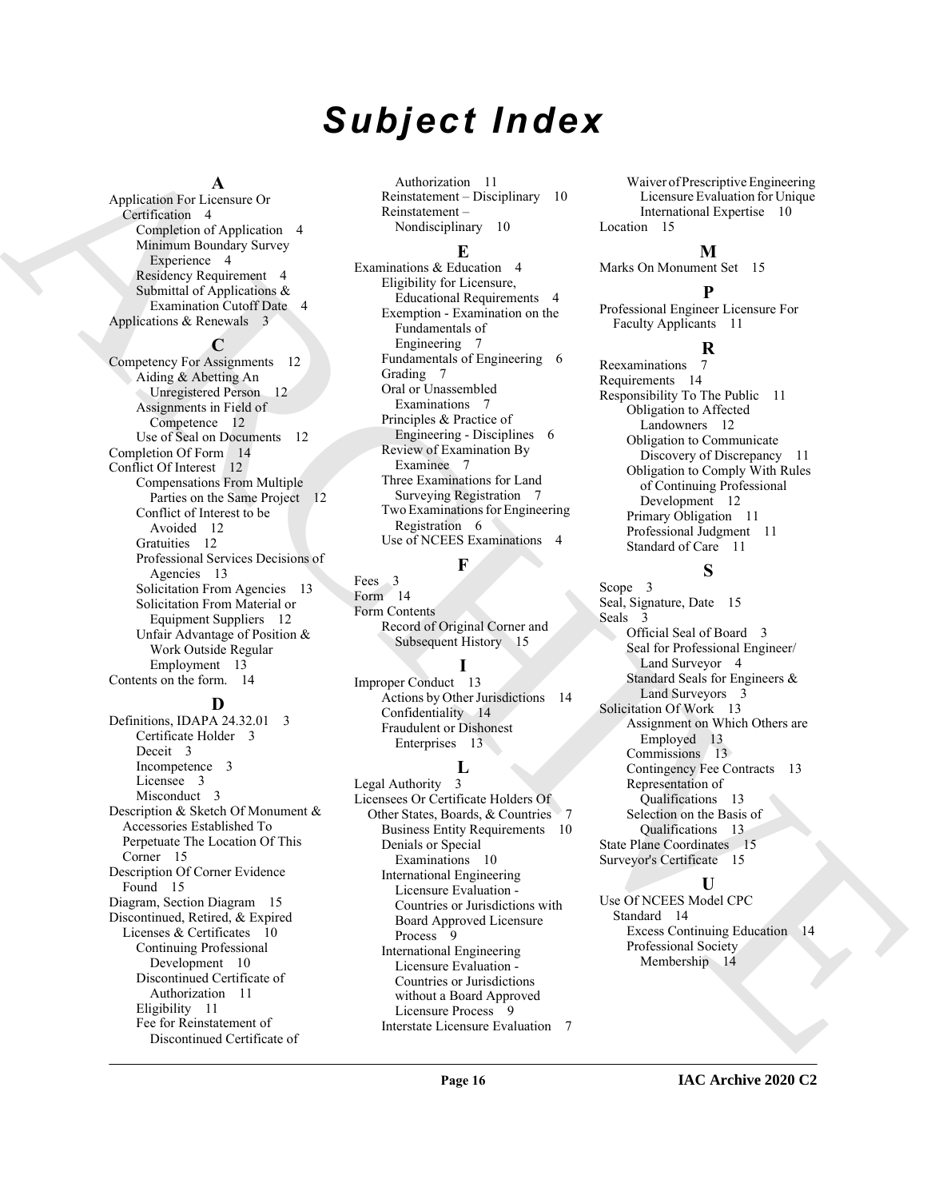# Subject Index

**A**

Application For Licensure Or Certification 4
- Completion of Application 4
- Minimum Boundary Survey Experience 4
- Residency Requirement 4
- Submittal of Applications & Examination Cutoff Date 4

Applications & Renewals 3

**C**

Competency For Assignments 12
- Aiding & Abetting An Unregistered Person 12
- Assignments in Field of Competence 12
- Use of Seal on Documents 12

Completion Of Form 14

Conflict Of Interest 12
- Compensations From Multiple Parties on the Same Project 12
- Conflict of Interest to be Avoided 12
- Gratuities 12
- Professional Services Decisions of Agencies 13
- Solicitation From Agencies 13
- Solicitation From Material or Equipment Suppliers 12
- Unfair Advantage of Position & Work Outside Regular Employment 13

Contents on the form. 14

**D**

Definitions, IDAPA 24.32.01 3
- Certificate Holder 3
- Deceit 3
- Incompetence 3
- Licensee 3
- Misconduct 3

Description & Sketch Of Monument & Accessories Established To Perpetuate The Location Of This Corner 15

Description Of Corner Evidence Found 15

Diagram, Section Diagram 15

Discontinued, Retired, & Expired Licenses & Certificates 10
- Continuing Professional Development 10
- Discontinued Certificate of Authorization 11
- Eligibility 11
- Fee for Reinstatement of Discontinued Certificate of Authorization 11
- Reinstatement – Disciplinary 10
- Reinstatement – Nondisciplinary 10

**E**

Examinations & Education 4
- Eligibility for Licensure, Educational Requirements 4
- Exemption - Examination on the Fundamentals of Engineering 7
- Fundamentals of Engineering 6
- Grading 7
- Oral or Unassembled Examinations 7
- Principles & Practice of Engineering - Disciplines 6
- Review of Examination By Examinee 7
- Three Examinations for Land Surveying Registration 7
- Two Examinations for Engineering Registration 6
- Use of NCEES Examinations 4

**F**

Fees 3

Form 14

Form Contents
- Record of Original Corner and Subsequent History 15

**I**

Improper Conduct 13
- Actions by Other Jurisdictions 14
- Confidentiality 14
- Fraudulent or Dishonest Enterprises 13

**L**

Legal Authority 3

Licensees Or Certificate Holders Of Other States, Boards, & Countries 7
- Business Entity Requirements 10
- Denials or Special Examinations 10
- International Engineering Licensure Evaluation - Countries or Jurisdictions with Board Approved Licensure Process 9
- International Engineering Licensure Evaluation - Countries or Jurisdictions without a Board Approved Licensure Process 9
- Interstate Licensure Evaluation 7
- Waiver of Prescriptive Engineering Licensure Evaluation for Unique International Expertise 10

Location 15

**M**

Marks On Monument Set 15

**P**

Professional Engineer Licensure For Faculty Applicants 11

**R**

Reexaminations 7

Requirements 14

Responsibility To The Public 11
- Obligation to Affected Landowners 12
- Obligation to Communicate Discovery of Discrepancy 11
- Obligation to Comply With Rules of Continuing Professional Development 12
- Primary Obligation 11
- Professional Judgment 11
- Standard of Care 11

**S**

Scope 3

Seal, Signature, Date 15

Seals 3
- Official Seal of Board 3
- Seal for Professional Engineer/ Land Surveyor 4
- Standard Seals for Engineers & Land Surveyors 3

Solicitation Of Work 13
- Assignment on Which Others are Employed 13
- Commissions 13
- Contingency Fee Contracts 13
- Representation of Qualifications 13
- Selection on the Basis of Qualifications 13

State Plane Coordinates 15

Surveyor's Certificate 15

**U**

Use Of NCEES Model CPC Standard 14
- Excess Continuing Education 14
- Professional Society Membership 14